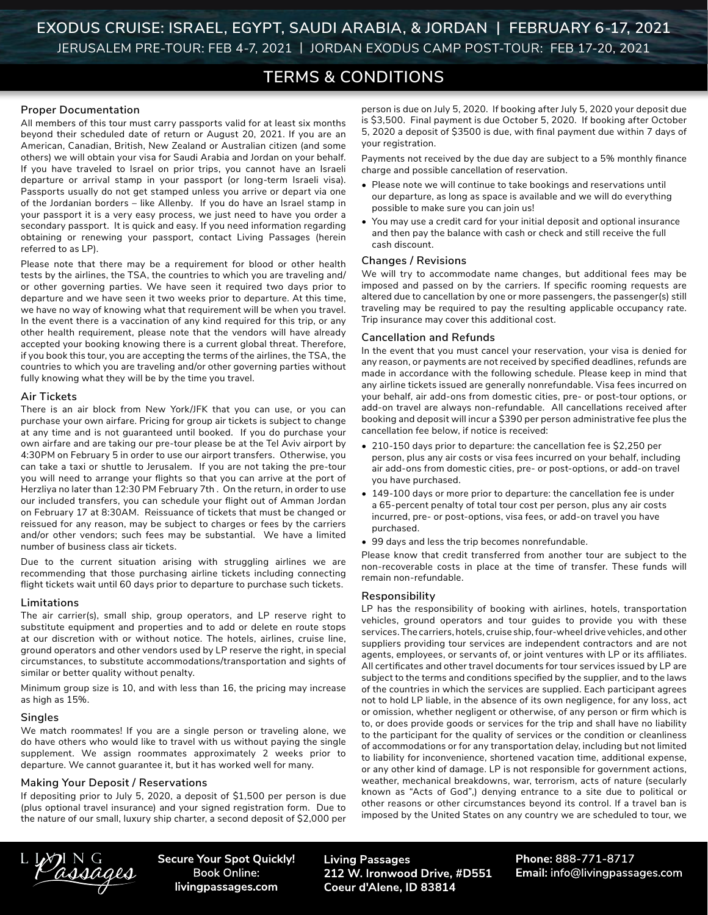# EXODUS CRUISE: ISRAEL, EGYPT, SAUDI ARABIA, & JORDAN | FEBRUARY 6-17, 2021

JERUSALEM PRE-TOUR: FEB 4-7, 2021 | JORDAN EXODUS CAMP POST-TOUR: FEB 17-20, 2021

## TERMS & CONDITIONS

### Proper Documentation

All members of this tour must carry passports valid for at least six months beyond their scheduled date of return or August 20, 2021. If you are an American, Canadian, British, New Zealand or Australian citizen (and some others) we will obtain your visa for Saudi Arabia and Jordan on your behalf. If you have traveled to Israel on prior trips, you cannot have an Israeli departure or arrival stamp in your passport (or long-term Israeli visa). Passports usually do not get stamped unless you arrive or depart via one of the Jordanian borders – like Allenby. If you do have an Israel stamp in your passport it is a very easy process, we just need to have you order a secondary passport. It is quick and easy. If you need information regarding obtaining or renewing your passport, contact Living Passages (herein referred to as LP).

Please note that there may be a requirement for blood or other health tests by the airlines, the TSA, the countries to which you are traveling and/or other governing parties. We have seen it required two days prior to departure and we have seen it two weeks prior to departure. At this time, we have no way of knowing what that requirement will be when you travel. In the event there is a vaccination of any kind required for this trip, or any other health requirement, please note that the vendors will have already accepted your booking knowing there is a current global threat. Therefore, if you book this tour, you are accepting the terms of the airlines, the TSA, the countries to which you are traveling and/or other governing parties without fully knowing what they will be by the time you travel.

### Air Tickets

There is an air block from New York/JFK that you can use, or you can purchase your own airfare. Pricing for group air tickets is subject to change at any time and is not guaranteed until booked. If you do purchase your own airfare and are taking our pre-tour please be at the Tel Aviv airport by 4:30PM on February 5 in order to use our airport transfers. Otherwise, you can take a taxi or shuttle to Jerusalem. If you are not taking the pre-tour you will need to arrange your flights so that you can arrive at the port of Herzliya no later than 12:30 PM February 7th . On the return, in order to use our included transfers, you can schedule your flight out of Amman Jordan on February 17 at 8:30AM. Reissuance of tickets that must be changed or reissued for any reason, may be subject to charges or fees by the carriers and/or other vendors; such fees may be substantial. We have a limited number of business class air tickets.

Due to the current situation arising with struggling airlines we are recommending that those purchasing airline tickets including connecting flight tickets wait until 60 days prior to departure to purchase such tickets.

### Limitations

The air carrier(s), small ship, group operators, and LP reserve right to substitute equipment and properties and to add or delete en route stops at our discretion with or without notice. The hotels, airlines, cruise line, ground operators and other vendors used by LP reserve the right, in special circumstances, to substitute accommodations/transportation and sights of similar or better quality without penalty.

Minimum group size is 10, and with less than 16, the pricing may increase as high as 15%.

### Singles

We match roommates! If you are a single person or traveling alone, we do have others who would like to travel with us without paying the single supplement. We assign roommates approximately 2 weeks prior to departure. We cannot guarantee it, but it has worked well for many.

### Making Your Deposit / Reservations

If depositing prior to July 5, 2020, a deposit of $1,500 per person is due (plus optional travel insurance) and your signed registration form. Due to the nature of our small, luxury ship charter, a second deposit of $2,000 per person is due on July 5, 2020. If booking after July 5, 2020 your deposit due is $3,500. Final payment is due October 5, 2020. If booking after October 5, 2020 a deposit of $3500 is due, with final payment due within 7 days of your registration.

Payments not received by the due day are subject to a 5% monthly finance charge and possible cancellation of reservation.

- Please note we will continue to take bookings and reservations until our departure, as long as space is available and we will do everything possible to make sure you can join us!
- You may use a credit card for your initial deposit and optional insurance and then pay the balance with cash or check and still receive the full cash discount.

### Changes / Revisions

We will try to accommodate name changes, but additional fees may be imposed and passed on by the carriers. If specific rooming requests are altered due to cancellation by one or more passengers, the passenger(s) still traveling may be required to pay the resulting applicable occupancy rate. Trip insurance may cover this additional cost.

### Cancellation and Refunds

In the event that you must cancel your reservation, your visa is denied for any reason, or payments are not received by specified deadlines, refunds are made in accordance with the following schedule. Please keep in mind that any airline tickets issued are generally nonrefundable. Visa fees incurred on your behalf, air add-ons from domestic cities, pre- or post-tour options, or add-on travel are always non-refundable. All cancellations received after booking and deposit will incur a $390 per person administrative fee plus the cancellation fee below, if notice is received:

- 210-150 days prior to departure: the cancellation fee is $2,250 per person, plus any air costs or visa fees incurred on your behalf, including air add-ons from domestic cities, pre- or post-options, or add-on travel you have purchased.
- 149-100 days or more prior to departure: the cancellation fee is under a 65-percent penalty of total tour cost per person, plus any air costs incurred, pre- or post-options, visa fees, or add-on travel you have purchased.
- 99 days and less the trip becomes nonrefundable.

Please know that credit transferred from another tour are subject to the non-recoverable costs in place at the time of transfer. These funds will remain non-refundable.

### Responsibility

LP has the responsibility of booking with airlines, hotels, transportation vehicles, ground operators and tour guides to provide you with these services. The carriers, hotels, cruise ship, four-wheel drive vehicles, and other suppliers providing tour services are independent contractors and are not agents, employees, or servants of, or joint ventures with LP or its affiliates. All certificates and other travel documents for tour services issued by LP are subject to the terms and conditions specified by the supplier, and to the laws of the countries in which the services are supplied. Each participant agrees not to hold LP liable, in the absence of its own negligence, for any loss, act or omission, whether negligent or otherwise, of any person or firm which is to, or does provide goods or services for the trip and shall have no liability to the participant for the quality of services or the condition or cleanliness of accommodations or for any transportation delay, including but not limited to liability for inconvenience, shortened vacation time, additional expense, or any other kind of damage. LP is not responsible for government actions, weather, mechanical breakdowns, war, terrorism, acts of nature (secularly known as "Acts of God",) denying entrance to a site due to political or other reasons or other circumstances beyond its control. If a travel ban is imposed by the United States on any country we are scheduled to tour, we

Living Passages

**Secure Your Spot Quickly!** Book Online: **livingpassages.com**

**Living Passages**
**212 W. Ironwood Drive, #D551**
**Coeur d'Alene, ID 83814**

**Phone:** 888-771-8717
**Email:** info@livingpassages.com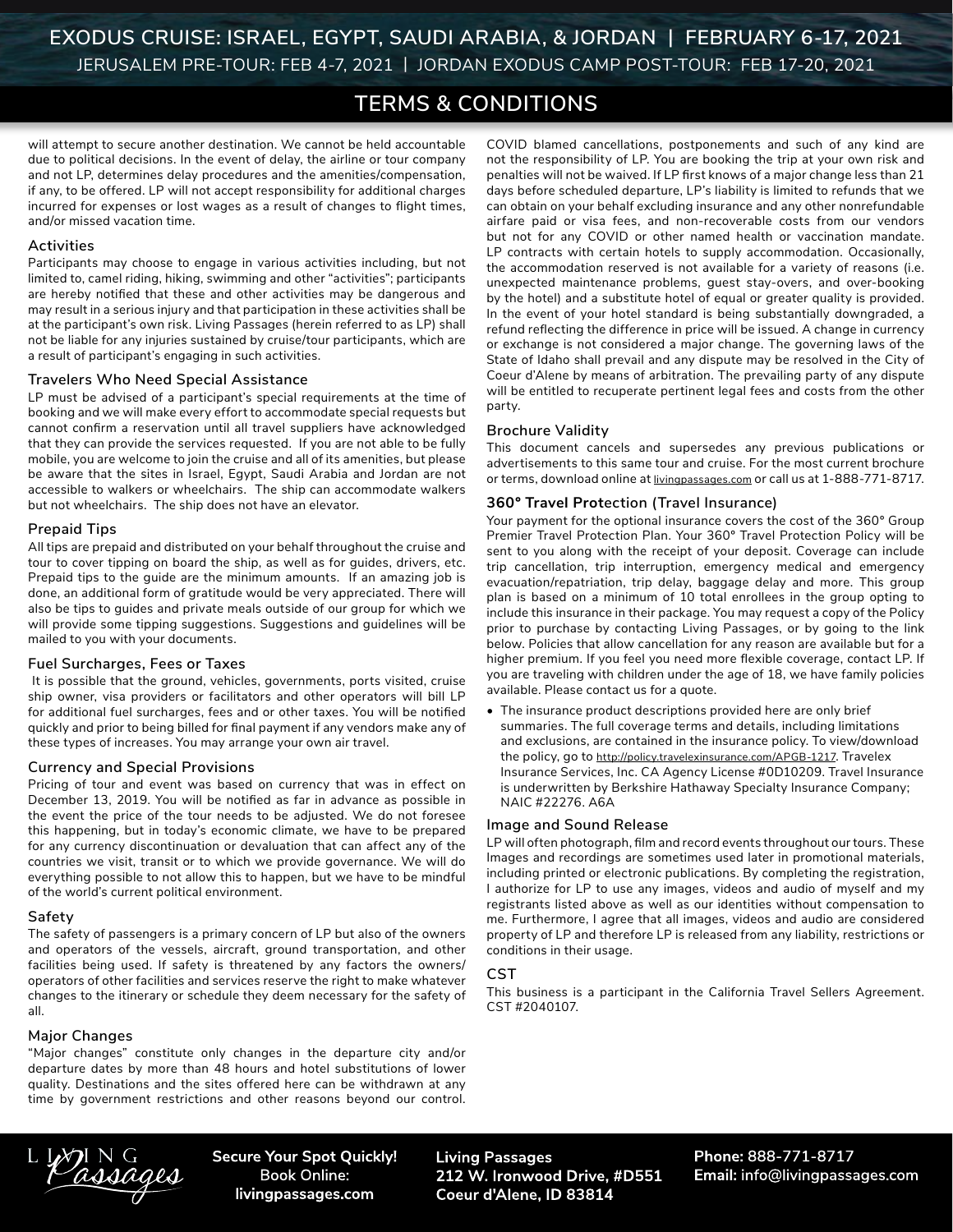# EXODUS CRUISE: ISRAEL, EGYPT, SAUDI ARABIA, & JORDAN | FEBRUARY 6-17, 2021

JERUSALEM PRE-TOUR: FEB 4-7, 2021 | JORDAN EXODUS CAMP POST-TOUR: FEB 17-20, 2021

## TERMS & CONDITIONS

will attempt to secure another destination. We cannot be held accountable due to political decisions. In the event of delay, the airline or tour company and not LP, determines delay procedures and the amenities/compensation, if any, to be offered. LP will not accept responsibility for additional charges incurred for expenses or lost wages as a result of changes to flight times, and/or missed vacation time.

### Activities

Participants may choose to engage in various activities including, but not limited to, camel riding, hiking, swimming and other "activities"; participants are hereby notified that these and other activities may be dangerous and may result in a serious injury and that participation in these activities shall be at the participant's own risk. Living Passages (herein referred to as LP) shall not be liable for any injuries sustained by cruise/tour participants, which are a result of participant's engaging in such activities.

### Travelers Who Need Special Assistance

LP must be advised of a participant's special requirements at the time of booking and we will make every effort to accommodate special requests but cannot confirm a reservation until all travel suppliers have acknowledged that they can provide the services requested. If you are not able to be fully mobile, you are welcome to join the cruise and all of its amenities, but please be aware that the sites in Israel, Egypt, Saudi Arabia and Jordan are not accessible to walkers or wheelchairs. The ship can accommodate walkers but not wheelchairs. The ship does not have an elevator.

### Prepaid Tips

All tips are prepaid and distributed on your behalf throughout the cruise and tour to cover tipping on board the ship, as well as for guides, drivers, etc. Prepaid tips to the guide are the minimum amounts. If an amazing job is done, an additional form of gratitude would be very appreciated. There will also be tips to guides and private meals outside of our group for which we will provide some tipping suggestions. Suggestions and guidelines will be mailed to you with your documents.

### Fuel Surcharges, Fees or Taxes

It is possible that the ground, vehicles, governments, ports visited, cruise ship owner, visa providers or facilitators and other operators will bill LP for additional fuel surcharges, fees and or other taxes. You will be notified quickly and prior to being billed for final payment if any vendors make any of these types of increases. You may arrange your own air travel.

### Currency and Special Provisions

Pricing of tour and event was based on currency that was in effect on December 13, 2019. You will be notified as far in advance as possible in the event the price of the tour needs to be adjusted. We do not foresee this happening, but in today's economic climate, we have to be prepared for any currency discontinuation or devaluation that can affect any of the countries we visit, transit or to which we provide governance. We will do everything possible to not allow this to happen, but we have to be mindful of the world's current political environment.

### Safety

The safety of passengers is a primary concern of LP but also of the owners and operators of the vessels, aircraft, ground transportation, and other facilities being used. If safety is threatened by any factors the owners/ operators of other facilities and services reserve the right to make whatever changes to the itinerary or schedule they deem necessary for the safety of all.

### Major Changes

"Major changes" constitute only changes in the departure city and/or departure dates by more than 48 hours and hotel substitutions of lower quality. Destinations and the sites offered here can be withdrawn at any time by government restrictions and other reasons beyond our control. COVID blamed cancellations, postponements and such of any kind are not the responsibility of LP. You are booking the trip at your own risk and penalties will not be waived. If LP first knows of a major change less than 21 days before scheduled departure, LP's liability is limited to refunds that we can obtain on your behalf excluding insurance and any other nonrefundable airfare paid or visa fees, and non-recoverable costs from our vendors but not for any COVID or other named health or vaccination mandate. LP contracts with certain hotels to supply accommodation. Occasionally, the accommodation reserved is not available for a variety of reasons (i.e. unexpected maintenance problems, guest stay-overs, and over-booking by the hotel) and a substitute hotel of equal or greater quality is provided. In the event of your hotel standard is being substantially downgraded, a refund reflecting the difference in price will be issued. A change in currency or exchange is not considered a major change. The governing laws of the State of Idaho shall prevail and any dispute may be resolved in the City of Coeur d'Alene by means of arbitration. The prevailing party of any dispute will be entitled to recuperate pertinent legal fees and costs from the other party.

### Brochure Validity

This document cancels and supersedes any previous publications or advertisements to this same tour and cruise. For the most current brochure or terms, download online at livingpassages.com or call us at 1-888-771-8717.

### 360° Travel Protection (Travel Insurance)

Your payment for the optional insurance covers the cost of the 360° Group Premier Travel Protection Plan. Your 360° Travel Protection Policy will be sent to you along with the receipt of your deposit. Coverage can include trip cancellation, trip interruption, emergency medical and emergency evacuation/repatriation, trip delay, baggage delay and more. This group plan is based on a minimum of 10 total enrollees in the group opting to include this insurance in their package. You may request a copy of the Policy prior to purchase by contacting Living Passages, or by going to the link below. Policies that allow cancellation for any reason are available but for a higher premium. If you feel you need more flexible coverage, contact LP. If you are traveling with children under the age of 18, we have family policies available. Please contact us for a quote.

- The insurance product descriptions provided here are only brief summaries. The full coverage terms and details, including limitations and exclusions, are contained in the insurance policy. To view/download the policy, go to http://policy.travelexinsurance.com/APGB-1217. Travelex Insurance Services, Inc. CA Agency License #0D10209. Travel Insurance is underwritten by Berkshire Hathaway Specialty Insurance Company; NAIC #22276. A6A

### Image and Sound Release

LP will often photograph, film and record events throughout our tours. These Images and recordings are sometimes used later in promotional materials, including printed or electronic publications. By completing the registration, I authorize for LP to use any images, videos and audio of myself and my registrants listed above as well as our identities without compensation to me. Furthermore, I agree that all images, videos and audio are considered property of LP and therefore LP is released from any liability, restrictions or conditions in their usage.

### CST

This business is a participant in the California Travel Sellers Agreement. CST #2040107.

**Secure Your Spot Quickly!** Book Online: **livingpassages.com**

**Living Passages**
**212 W. Ironwood Drive, #D551**
**Coeur d'Alene, ID 83814**

**Phone:** 888-771-8717
**Email:** info@livingpassages.com